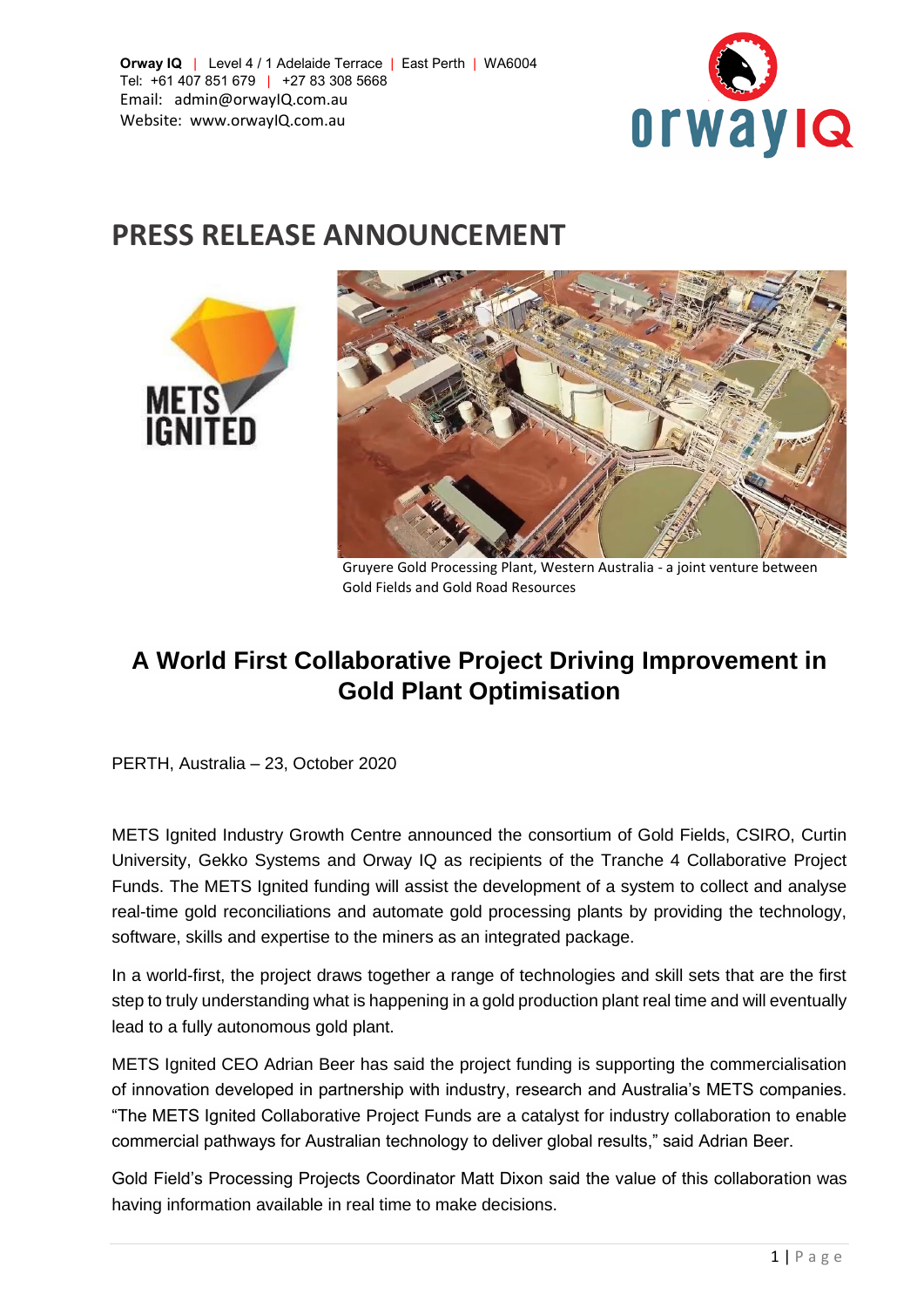**Orway IQ** | Level 4 / 1 Adelaide Terrace | East Perth | WA6004
Tel: +61 407 851 679 | +27 83 308 5668
Email: admin@orwayIQ.com.au
Website: www.orwayIQ.com.au

# PRESS RELEASE ANNOUNCEMENT

Gruyere Gold Processing Plant, Western Australia - a joint venture between Gold Fields and Gold Road Resources

## A World First Collaborative Project Driving Improvement in Gold Plant Optimisation

PERTH, Australia – 23, October 2020

METS Ignited Industry Growth Centre announced the consortium of Gold Fields, CSIRO, Curtin University, Gekko Systems and Orway IQ as recipients of the Tranche 4 Collaborative Project Funds. The METS Ignited funding will assist the development of a system to collect and analyse real-time gold reconciliations and automate gold processing plants by providing the technology, software, skills and expertise to the miners as an integrated package.

In a world-first, the project draws together a range of technologies and skill sets that are the first step to truly understanding what is happening in a gold production plant real time and will eventually lead to a fully autonomous gold plant.

METS Ignited CEO Adrian Beer has said the project funding is supporting the commercialisation of innovation developed in partnership with industry, research and Australia's METS companies. "The METS Ignited Collaborative Project Funds are a catalyst for industry collaboration to enable commercial pathways for Australian technology to deliver global results," said Adrian Beer.

Gold Field's Processing Projects Coordinator Matt Dixon said the value of this collaboration was having information available in real time to make decisions.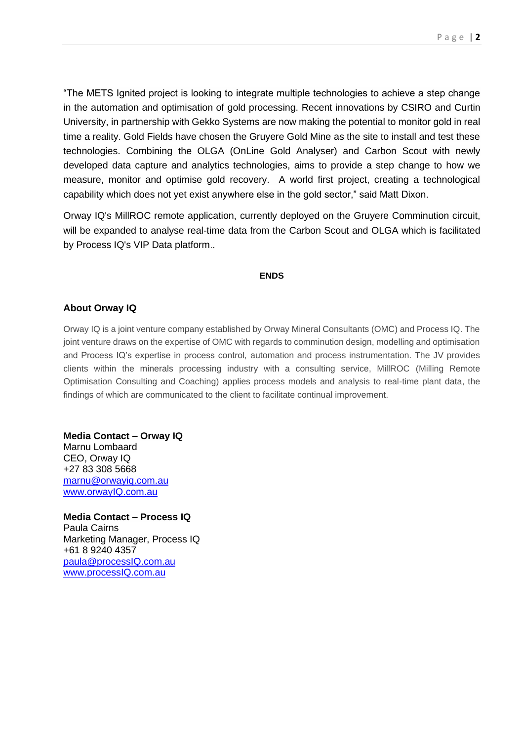"The METS Ignited project is looking to integrate multiple technologies to achieve a step change in the automation and optimisation of gold processing. Recent innovations by CSIRO and Curtin University, in partnership with Gekko Systems are now making the potential to monitor gold in real time a reality. Gold Fields have chosen the Gruyere Gold Mine as the site to install and test these technologies. Combining the OLGA (OnLine Gold Analyser) and Carbon Scout with newly developed data capture and analytics technologies, aims to provide a step change to how we measure, monitor and optimise gold recovery. A world first project, creating a technological capability which does not yet exist anywhere else in the gold sector," said Matt Dixon.

Orway IQ's MillROC remote application, currently deployed on the Gruyere Comminution circuit, will be expanded to analyse real-time data from the Carbon Scout and OLGA which is facilitated by Process IQ's VIP Data platform..

**ENDS**

## About Orway IQ

Orway IQ is a joint venture company established by Orway Mineral Consultants (OMC) and Process IQ. The joint venture draws on the expertise of OMC with regards to comminution design, modelling and optimisation and Process IQ's expertise in process control, automation and process instrumentation. The JV provides clients within the minerals processing industry with a consulting service, MillROC (Milling Remote Optimisation Consulting and Coaching) applies process models and analysis to real-time plant data, the findings of which are communicated to the client to facilitate continual improvement.

**Media Contact – Orway IQ**
Marnu Lombaard
CEO, Orway IQ
+27 83 308 5668
marnu@orwayiq.com.au
www.orwayIQ.com.au

**Media Contact – Process IQ**
Paula Cairns
Marketing Manager, Process IQ
+61 8 9240 4357
paula@processIQ.com.au
www.processIQ.com.au